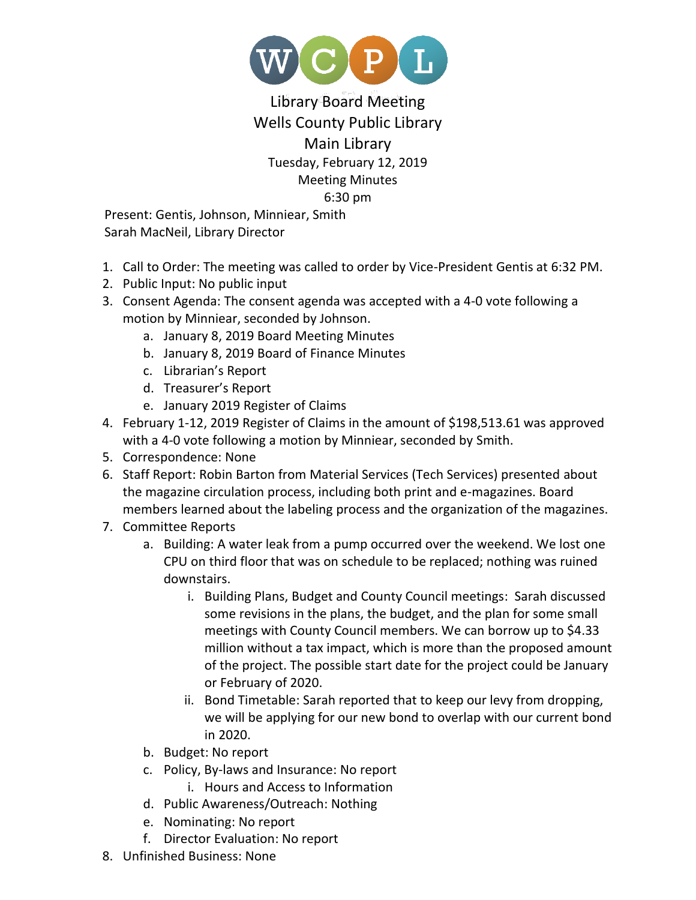WCPL

# Library Board Meeting

## Wells County Public Library

## Main Library

Tuesday, February 12, 2019

Meeting Minutes

6:30 pm

Present: Gentis, Johnson, Minniear, Smith
Sarah MacNeil, Library Director

1. Call to Order: The meeting was called to order by Vice-President Gentis at 6:32 PM.
2. Public Input: No public input
3. Consent Agenda: The consent agenda was accepted with a 4-0 vote following a motion by Minniear, seconded by Johnson.
    a. January 8, 2019 Board Meeting Minutes
    b. January 8, 2019 Board of Finance Minutes
    c. Librarian's Report
    d. Treasurer's Report
    e. January 2019 Register of Claims
4. February 1-12, 2019 Register of Claims in the amount of $198,513.61 was approved with a 4-0 vote following a motion by Minniear, seconded by Smith.
5. Correspondence: None
6. Staff Report: Robin Barton from Material Services (Tech Services) presented about the magazine circulation process, including both print and e-magazines. Board members learned about the labeling process and the organization of the magazines.
7. Committee Reports
    a. Building: A water leak from a pump occurred over the weekend. We lost one CPU on third floor that was on schedule to be replaced; nothing was ruined downstairs.
        i. Building Plans, Budget and County Council meetings: Sarah discussed some revisions in the plans, the budget, and the plan for some small meetings with County Council members. We can borrow up to $4.33 million without a tax impact, which is more than the proposed amount of the project. The possible start date for the project could be January or February of 2020.
        ii. Bond Timetable: Sarah reported that to keep our levy from dropping, we will be applying for our new bond to overlap with our current bond in 2020.
    b. Budget: No report
    c. Policy, By-laws and Insurance: No report
        i. Hours and Access to Information
    d. Public Awareness/Outreach: Nothing
    e. Nominating: No report
    f. Director Evaluation: No report
8. Unfinished Business: None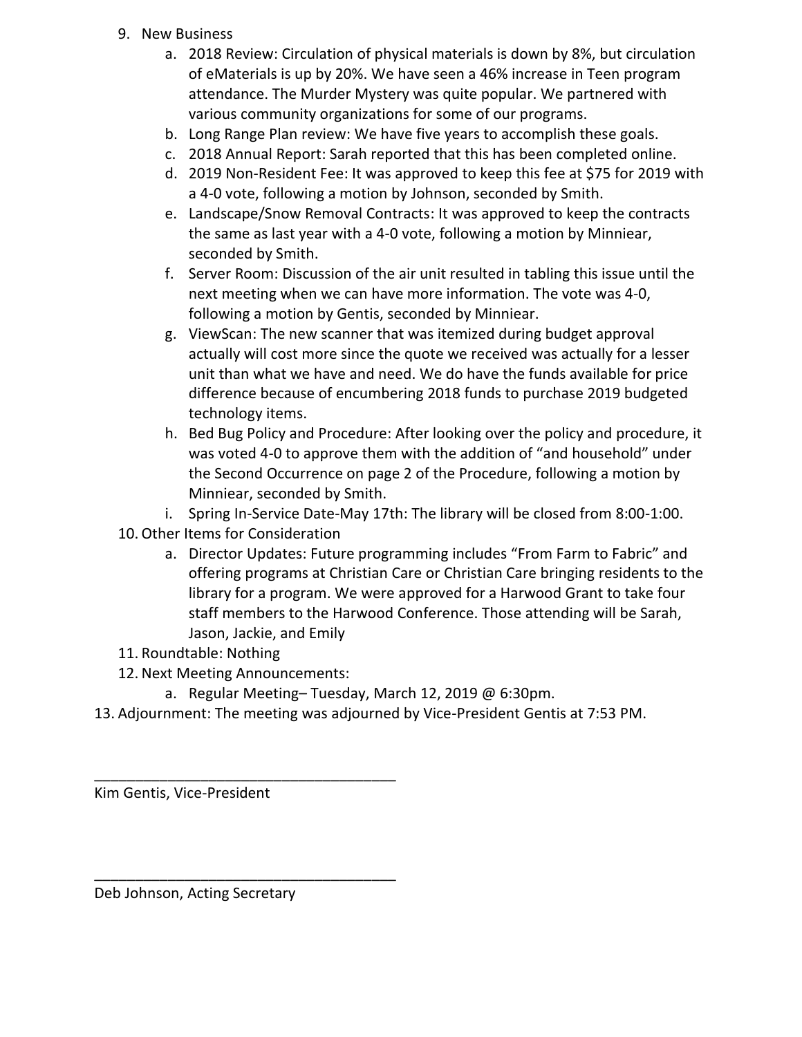9. New Business
    a. 2018 Review: Circulation of physical materials is down by 8%, but circulation of eMaterials is up by 20%. We have seen a 46% increase in Teen program attendance. The Murder Mystery was quite popular. We partnered with various community organizations for some of our programs.
    b. Long Range Plan review: We have five years to accomplish these goals.
    c. 2018 Annual Report: Sarah reported that this has been completed online.
    d. 2019 Non-Resident Fee: It was approved to keep this fee at $75 for 2019 with a 4-0 vote, following a motion by Johnson, seconded by Smith.
    e. Landscape/Snow Removal Contracts: It was approved to keep the contracts the same as last year with a 4-0 vote, following a motion by Minniear, seconded by Smith.
    f. Server Room: Discussion of the air unit resulted in tabling this issue until the next meeting when we can have more information. The vote was 4-0, following a motion by Gentis, seconded by Minniear.
    g. ViewScan: The new scanner that was itemized during budget approval actually will cost more since the quote we received was actually for a lesser unit than what we have and need. We do have the funds available for price difference because of encumbering 2018 funds to purchase 2019 budgeted technology items.
    h. Bed Bug Policy and Procedure: After looking over the policy and procedure, it was voted 4-0 to approve them with the addition of "and household" under the Second Occurrence on page 2 of the Procedure, following a motion by Minniear, seconded by Smith.
    i. Spring In-Service Date-May 17th: The library will be closed from 8:00-1:00.
10. Other Items for Consideration
    a. Director Updates: Future programming includes "From Farm to Fabric" and offering programs at Christian Care or Christian Care bringing residents to the library for a program. We were approved for a Harwood Grant to take four staff members to the Harwood Conference. Those attending will be Sarah, Jason, Jackie, and Emily
11. Roundtable: Nothing
12. Next Meeting Announcements:
    a. Regular Meeting– Tuesday, March 12, 2019 @ 6:30pm.
13. Adjournment: The meeting was adjourned by Vice-President Gentis at 7:53 PM.

______________________________________
Kim Gentis, Vice-President

______________________________________
Deb Johnson, Acting Secretary